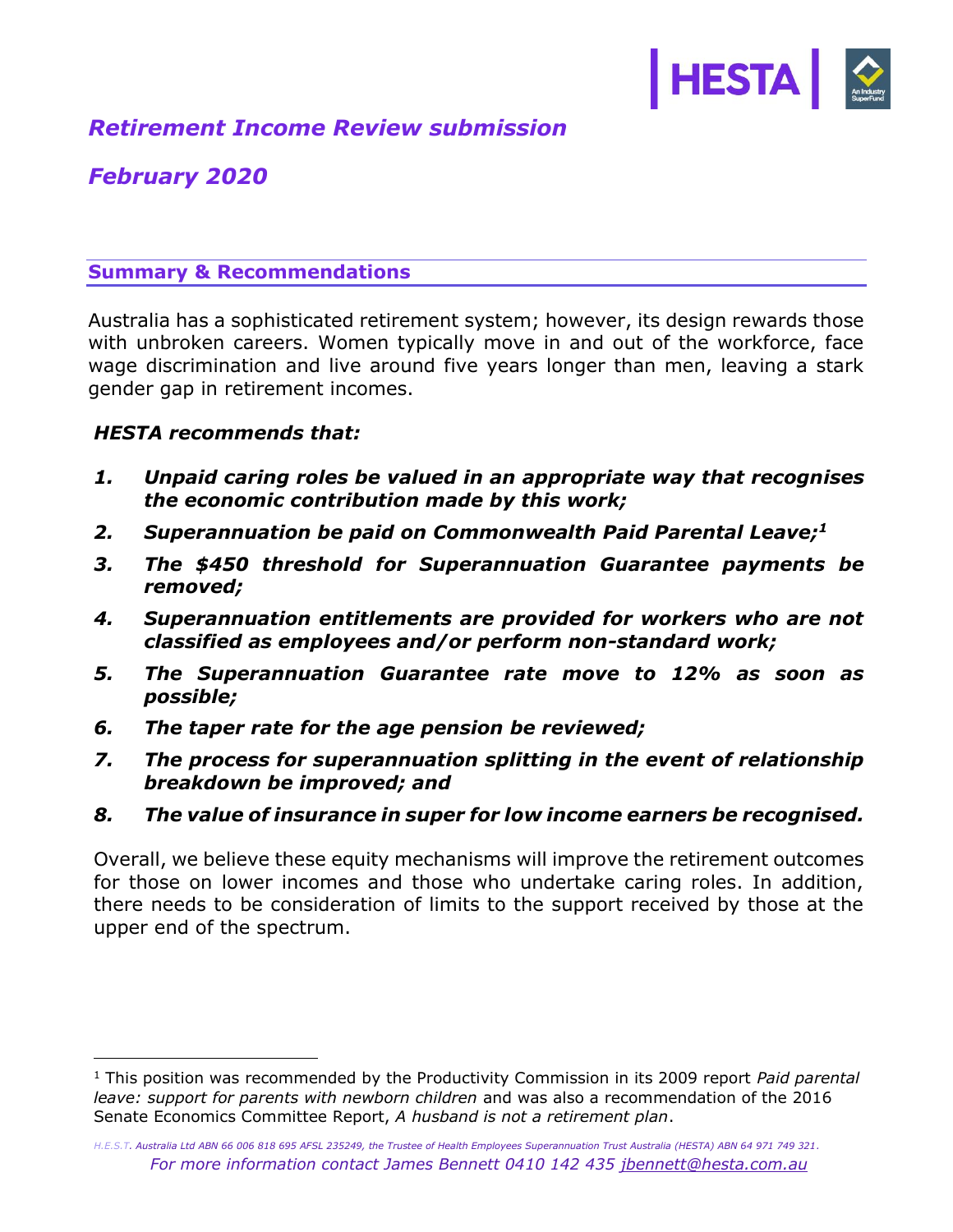# *Retirement Income Review submission*

## *February 2020*

### Summary & Recommendations

Australia has a sophisticated retirement system; however, its design rewards those with unbroken careers. Women typically move in and out of the workforce, face wage discrimination and live around five years longer than men, leaving a stark gender gap in retirement incomes.

***HESTA recommends that:***

1. ***Unpaid caring roles be valued in an appropriate way that recognises the economic contribution made by this work;***
2. ***Superannuation be paid on Commonwealth Paid Parental Leave;[1]***
3. ***The $450 threshold for Superannuation Guarantee payments be removed;***
4. ***Superannuation entitlements are provided for workers who are not classified as employees and/or perform non-standard work;***
5. ***The Superannuation Guarantee rate move to 12% as soon as possible;***
6. ***The taper rate for the age pension be reviewed;***
7. ***The process for superannuation splitting in the event of relationship breakdown be improved; and***
8. ***The value of insurance in super for low income earners be recognised.***

Overall, we believe these equity mechanisms will improve the retirement outcomes for those on lower incomes and those who undertake caring roles. In addition, there needs to be consideration of limits to the support received by those at the upper end of the spectrum.

---

[1] This position was recommended by the Productivity Commission in its 2009 report *Paid parental leave: support for parents with newborn children* and was also a recommendation of the 2016 Senate Economics Committee Report, *A husband is not a retirement plan*.

*H.E.S.T. Australia Ltd ABN 66 006 818 695 AFSL 235249, the Trustee of Health Employees Superannuation Trust Australia (HESTA) ABN 64 971 749 321.*

*For more information contact James Bennett 0410 142 435 jbennett@hesta.com.au*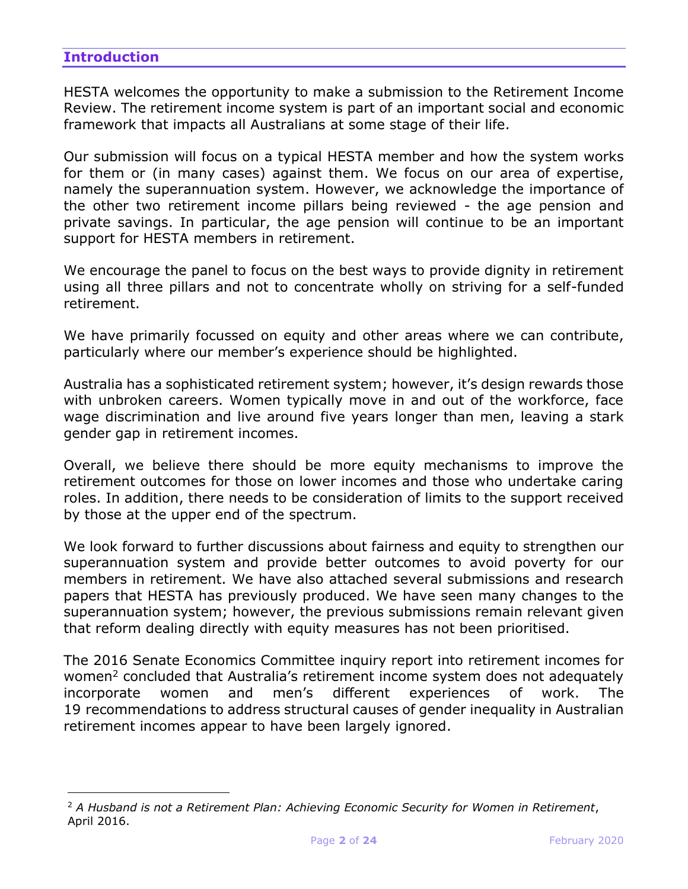## Introduction

HESTA welcomes the opportunity to make a submission to the Retirement Income Review. The retirement income system is part of an important social and economic framework that impacts all Australians at some stage of their life.

Our submission will focus on a typical HESTA member and how the system works for them or (in many cases) against them. We focus on our area of expertise, namely the superannuation system. However, we acknowledge the importance of the other two retirement income pillars being reviewed - the age pension and private savings. In particular, the age pension will continue to be an important support for HESTA members in retirement.

We encourage the panel to focus on the best ways to provide dignity in retirement using all three pillars and not to concentrate wholly on striving for a self-funded retirement.

We have primarily focussed on equity and other areas where we can contribute, particularly where our member's experience should be highlighted.

Australia has a sophisticated retirement system; however, it's design rewards those with unbroken careers. Women typically move in and out of the workforce, face wage discrimination and live around five years longer than men, leaving a stark gender gap in retirement incomes.

Overall, we believe there should be more equity mechanisms to improve the retirement outcomes for those on lower incomes and those who undertake caring roles. In addition, there needs to be consideration of limits to the support received by those at the upper end of the spectrum.

We look forward to further discussions about fairness and equity to strengthen our superannuation system and provide better outcomes to avoid poverty for our members in retirement. We have also attached several submissions and research papers that HESTA has previously produced. We have seen many changes to the superannuation system; however, the previous submissions remain relevant given that reform dealing directly with equity measures has not been prioritised.

The 2016 Senate Economics Committee inquiry report into retirement incomes for women[2] concluded that Australia's retirement income system does not adequately incorporate women and men's different experiences of work. The 19 recommendations to address structural causes of gender inequality in Australian retirement incomes appear to have been largely ignored.

[2] *A Husband is not a Retirement Plan: Achieving Economic Security for Women in Retirement*, April 2016.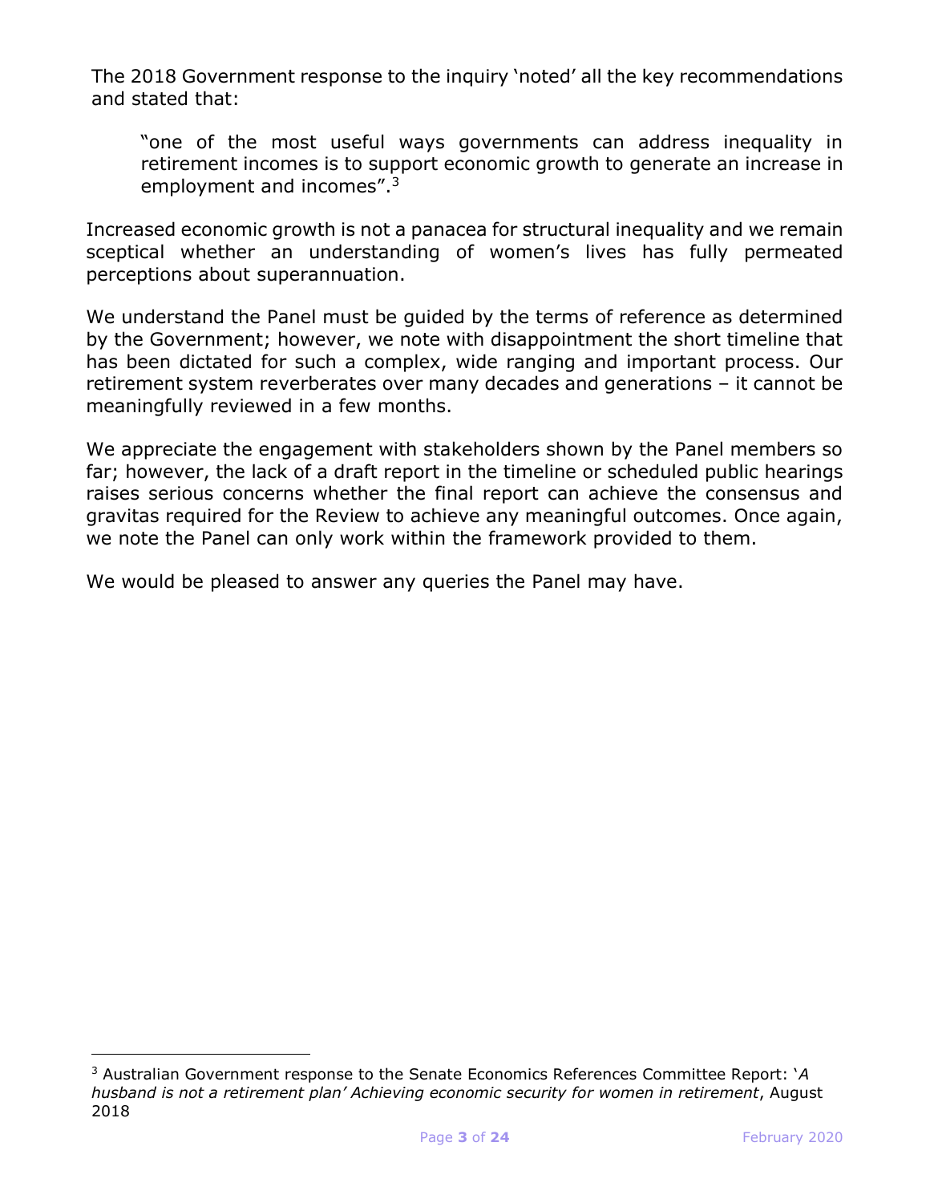The 2018 Government response to the inquiry 'noted' all the key recommendations and stated that:

> "one of the most useful ways governments can address inequality in retirement incomes is to support economic growth to generate an increase in employment and incomes".[3]

Increased economic growth is not a panacea for structural inequality and we remain sceptical whether an understanding of women's lives has fully permeated perceptions about superannuation.

We understand the Panel must be guided by the terms of reference as determined by the Government; however, we note with disappointment the short timeline that has been dictated for such a complex, wide ranging and important process. Our retirement system reverberates over many decades and generations – it cannot be meaningfully reviewed in a few months.

We appreciate the engagement with stakeholders shown by the Panel members so far; however, the lack of a draft report in the timeline or scheduled public hearings raises serious concerns whether the final report can achieve the consensus and gravitas required for the Review to achieve any meaningful outcomes. Once again, we note the Panel can only work within the framework provided to them.

We would be pleased to answer any queries the Panel may have.

---

[3] Australian Government response to the Senate Economics References Committee Report: '*A husband is not a retirement plan' Achieving economic security for women in retirement*, August 2018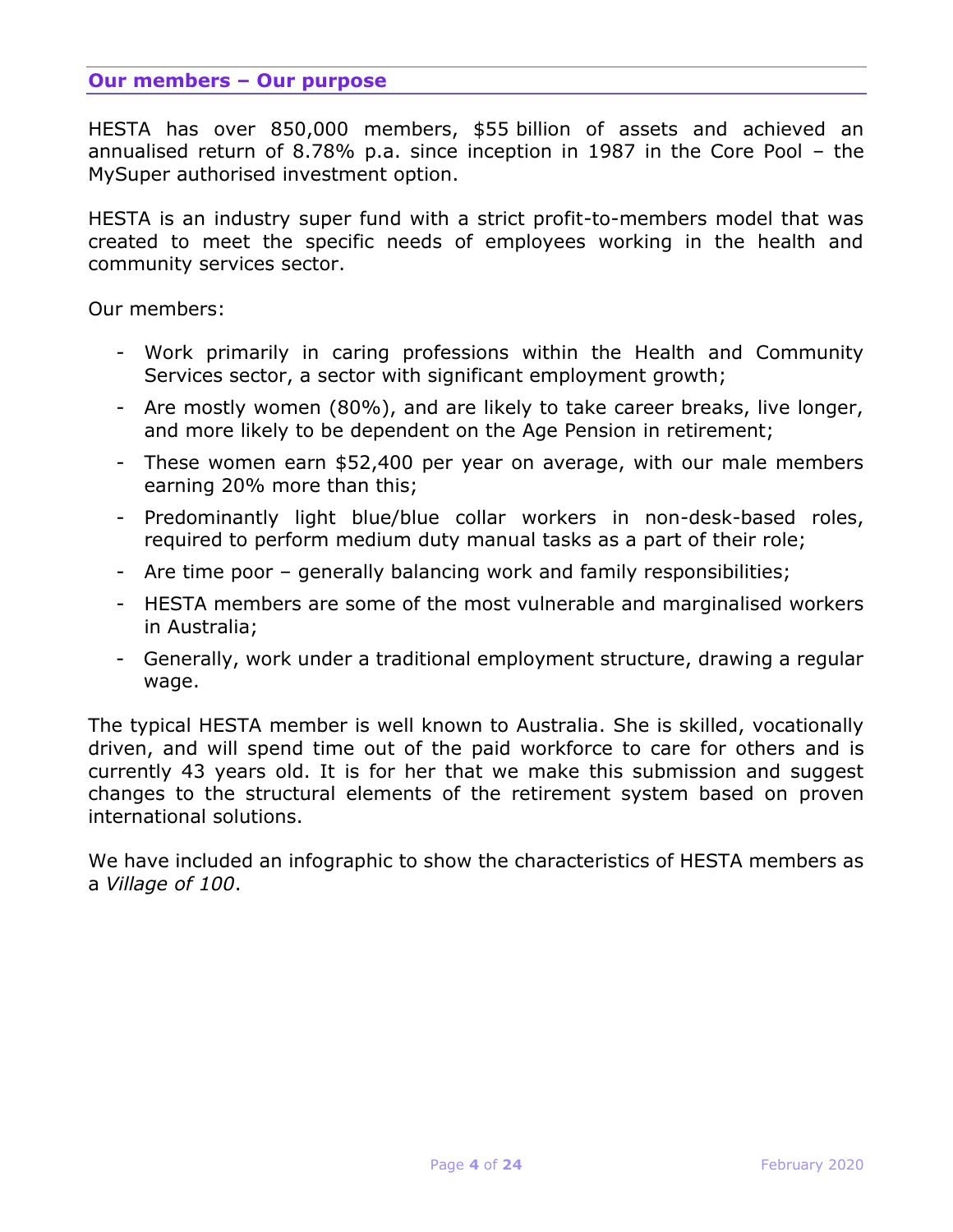## Our members – Our purpose

HESTA has over 850,000 members, $55 billion of assets and achieved an annualised return of 8.78% p.a. since inception in 1987 in the Core Pool – the MySuper authorised investment option.

HESTA is an industry super fund with a strict profit-to-members model that was created to meet the specific needs of employees working in the health and community services sector.

Our members:

- Work primarily in caring professions within the Health and Community Services sector, a sector with significant employment growth;
- Are mostly women (80%), and are likely to take career breaks, live longer, and more likely to be dependent on the Age Pension in retirement;
- These women earn $52,400 per year on average, with our male members earning 20% more than this;
- Predominantly light blue/blue collar workers in non-desk-based roles, required to perform medium duty manual tasks as a part of their role;
- Are time poor – generally balancing work and family responsibilities;
- HESTA members are some of the most vulnerable and marginalised workers in Australia;
- Generally, work under a traditional employment structure, drawing a regular wage.

The typical HESTA member is well known to Australia. She is skilled, vocationally driven, and will spend time out of the paid workforce to care for others and is currently 43 years old. It is for her that we make this submission and suggest changes to the structural elements of the retirement system based on proven international solutions.

We have included an infographic to show the characteristics of HESTA members as a *Village of 100*.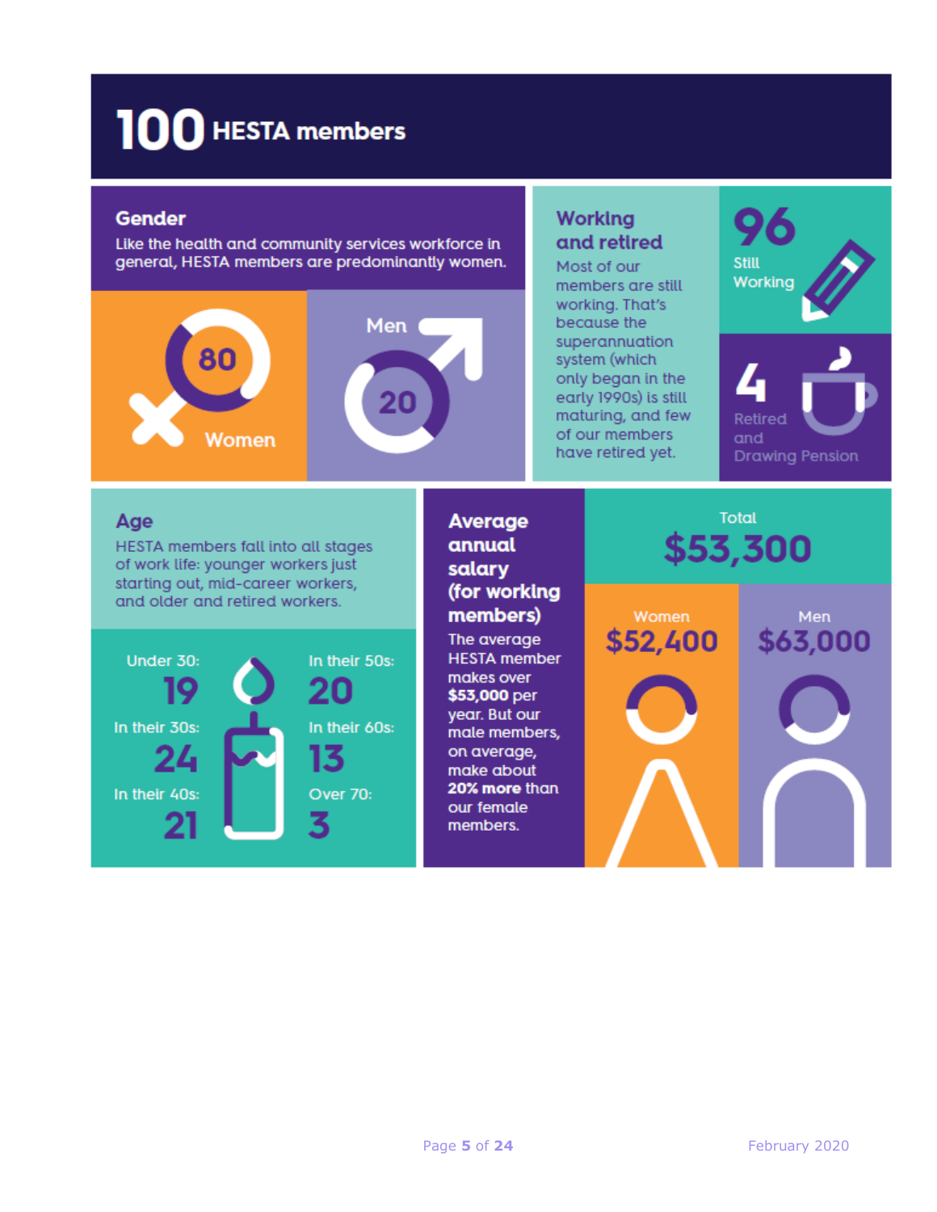# 100 HESTA members

## Gender

Like the health and community services workforce in general, HESTA members are predominantly women.

80 Women

20 Men

## Working and retired

Most of our members are still working. That's because the superannuation system (which only began in the early 1990s) is still maturing, and few of our members have retired yet.

96 Still Working

4 Retired and Drawing Pension

## Age

HESTA members fall into all stages of work life: younger workers just starting out, mid-career workers, and older and retired workers.

Under 30: 19

In their 30s: 24

In their 40s: 21

In their 50s: 20

In their 60s: 13

Over 70: 3

## Average annual salary (for working members)

The average HESTA member makes over **$53,000** per year. But our male members, on average, make about **20% more** than our female members.

Total **$53,300**

Women **$52,400**

Men **$63,000**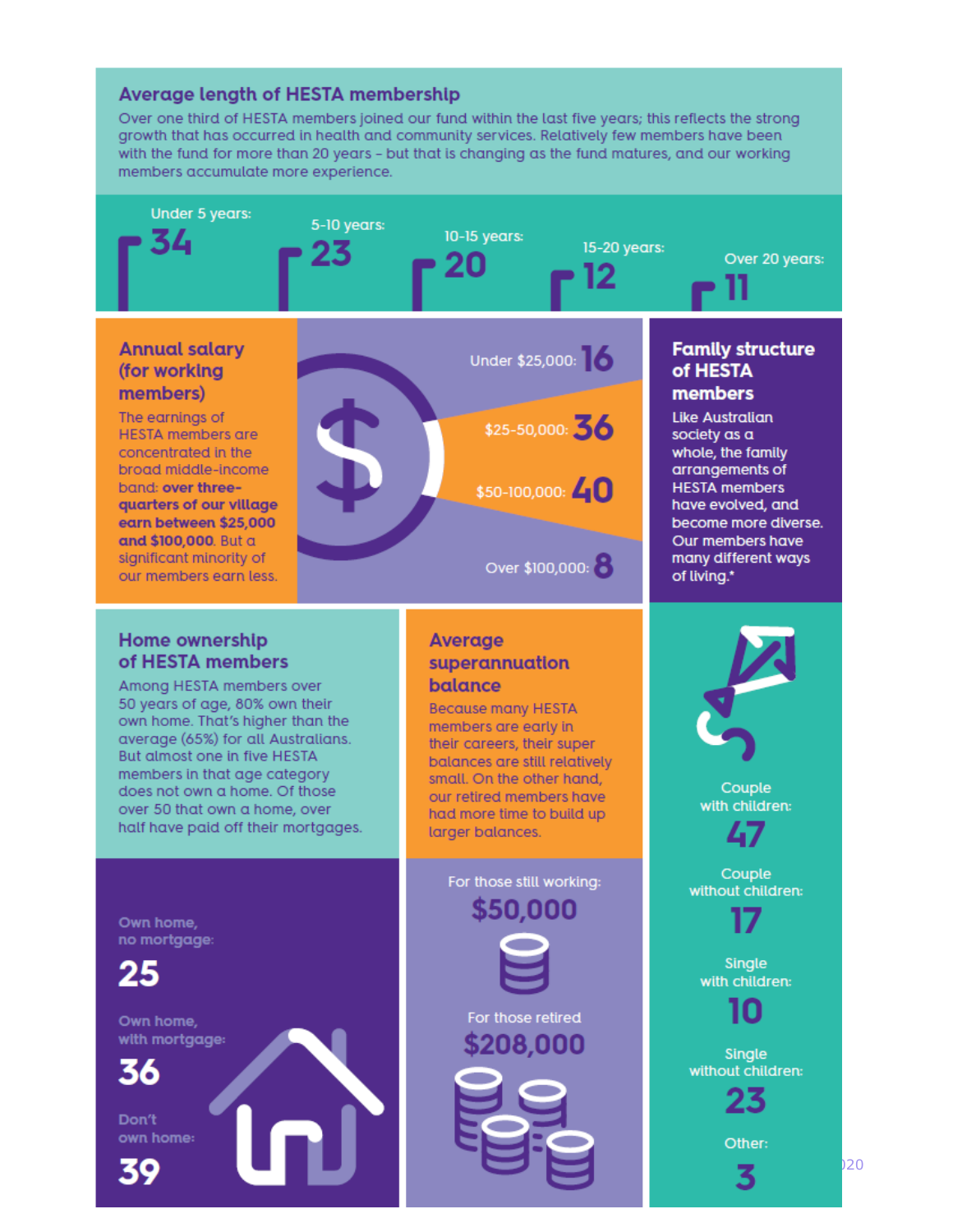## Average length of HESTA membership

Over one third of HESTA members joined our fund within the last five years; this reflects the strong growth that has occurred in health and community services. Relatively few members have been with the fund for more than 20 years – but that is changing as the fund matures, and our working members accumulate more experience.

- Under 5 years: **34**
- 5-10 years: **23**
- 10-15 years: **20**
- 15-20 years: **12**
- Over 20 years: **11**

## Annual salary (for working members)

The earnings of HESTA members are concentrated in the broad middle-income band: **over three-quarters of our village earn between $25,000 and $100,000.** But a significant minority of our members earn less.

- Under $25,000: **16**
- $25-50,000: **36**
- $50-100,000: **40**
- Over $100,000: **8**

## Family structure of HESTA members

Like Australian society as a whole, the family arrangements of HESTA members have evolved, and become more diverse. Our members have many different ways of living.*

- Couple with children: **47**
- Couple without children: **17**
- Single with children: **10**
- Single without children: **23**
- Other: **3**

## Home ownership of HESTA members

Among HESTA members over 50 years of age, 80% own their own home. That's higher than the average (65%) for all Australians. But almost one in five HESTA members in that age category does not own a home. Of those over 50 that own a home, over half have paid off their mortgages.

- Own home, no mortgage: **25**
- Own home, with mortgage: **36**
- Don't own home: **39**

## Average superannuation balance

Because many HESTA members are early in their careers, their super balances are still relatively small. On the other hand, our retired members have had more time to build up larger balances.

- For those still working: **$50,000**
- For those retired: **$208,000**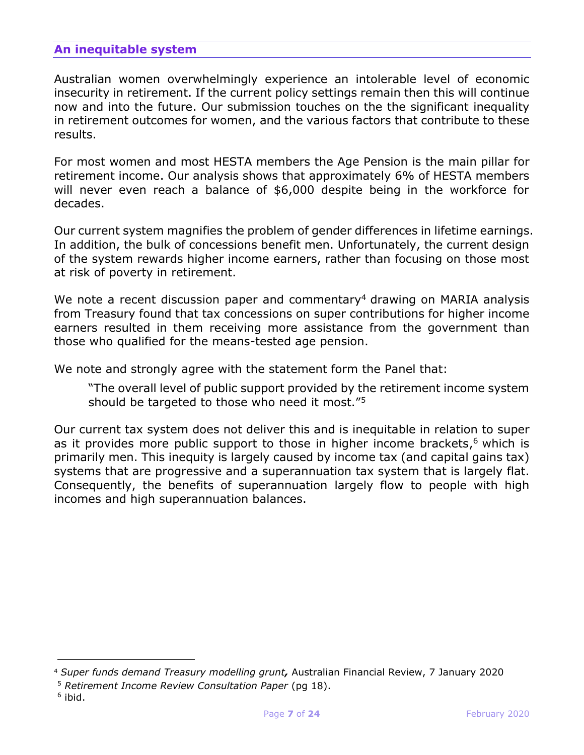## An inequitable system

Australian women overwhelmingly experience an intolerable level of economic insecurity in retirement. If the current policy settings remain then this will continue now and into the future. Our submission touches on the the significant inequality in retirement outcomes for women, and the various factors that contribute to these results.

For most women and most HESTA members the Age Pension is the main pillar for retirement income. Our analysis shows that approximately 6% of HESTA members will never even reach a balance of $6,000 despite being in the workforce for decades.

Our current system magnifies the problem of gender differences in lifetime earnings. In addition, the bulk of concessions benefit men. Unfortunately, the current design of the system rewards higher income earners, rather than focusing on those most at risk of poverty in retirement.

We note a recent discussion paper and commentary[4] drawing on MARIA analysis from Treasury found that tax concessions on super contributions for higher income earners resulted in them receiving more assistance from the government than those who qualified for the means-tested age pension.

We note and strongly agree with the statement form the Panel that:

> "The overall level of public support provided by the retirement income system should be targeted to those who need it most."[5]

Our current tax system does not deliver this and is inequitable in relation to super as it provides more public support to those in higher income brackets,[6] which is primarily men. This inequity is largely caused by income tax (and capital gains tax) systems that are progressive and a superannuation tax system that is largely flat. Consequently, the benefits of superannuation largely flow to people with high incomes and high superannuation balances.

---

[4] *Super funds demand Treasury modelling grunt*, Australian Financial Review, 7 January 2020

[5] *Retirement Income Review Consultation Paper* (pg 18).

[6] ibid.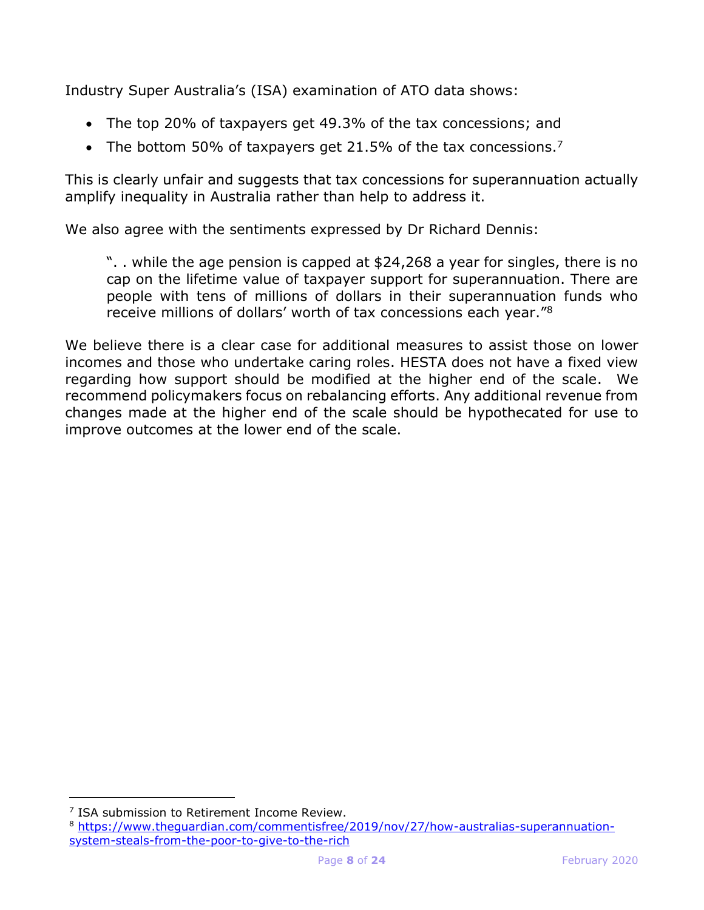Industry Super Australia's (ISA) examination of ATO data shows:

- The top 20% of taxpayers get 49.3% of the tax concessions; and
- The bottom 50% of taxpayers get 21.5% of the tax concessions.[7]

This is clearly unfair and suggests that tax concessions for superannuation actually amplify inequality in Australia rather than help to address it.

We also agree with the sentiments expressed by Dr Richard Dennis:

> ". . while the age pension is capped at $24,268 a year for singles, there is no cap on the lifetime value of taxpayer support for superannuation. There are people with tens of millions of dollars in their superannuation funds who receive millions of dollars' worth of tax concessions each year."[8]

We believe there is a clear case for additional measures to assist those on lower incomes and those who undertake caring roles. HESTA does not have a fixed view regarding how support should be modified at the higher end of the scale. We recommend policymakers focus on rebalancing efforts. Any additional revenue from changes made at the higher end of the scale should be hypothecated for use to improve outcomes at the lower end of the scale.

---

[7] ISA submission to Retirement Income Review.

[8] https://www.theguardian.com/commentisfree/2019/nov/27/how-australias-superannuation-system-steals-from-the-poor-to-give-to-the-rich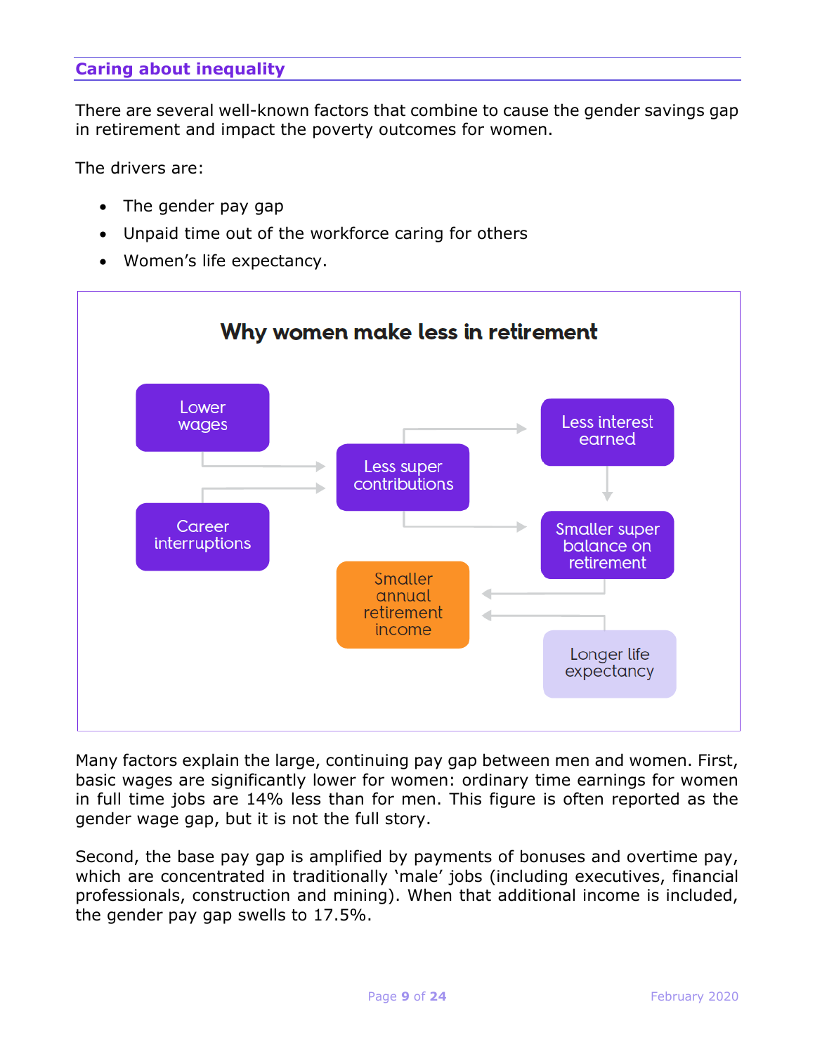## Caring about inequality

There are several well-known factors that combine to cause the gender savings gap in retirement and impact the poverty outcomes for women.

The drivers are:

- The gender pay gap
- Unpaid time out of the workforce caring for others
- Women's life expectancy.

**Why women make less in retirement**

Lower wages → Less super contributions
Career interruptions → Less super contributions
Less super contributions → Less interest earned
Less super contributions → Smaller super balance on retirement
Less interest earned → Smaller super balance on retirement
Smaller super balance on retirement → Smaller annual retirement income
Longer life expectancy → Smaller annual retirement income

Many factors explain the large, continuing pay gap between men and women. First, basic wages are significantly lower for women: ordinary time earnings for women in full time jobs are 14% less than for men. This figure is often reported as the gender wage gap, but it is not the full story.

Second, the base pay gap is amplified by payments of bonuses and overtime pay, which are concentrated in traditionally 'male' jobs (including executives, financial professionals, construction and mining). When that additional income is included, the gender pay gap swells to 17.5%.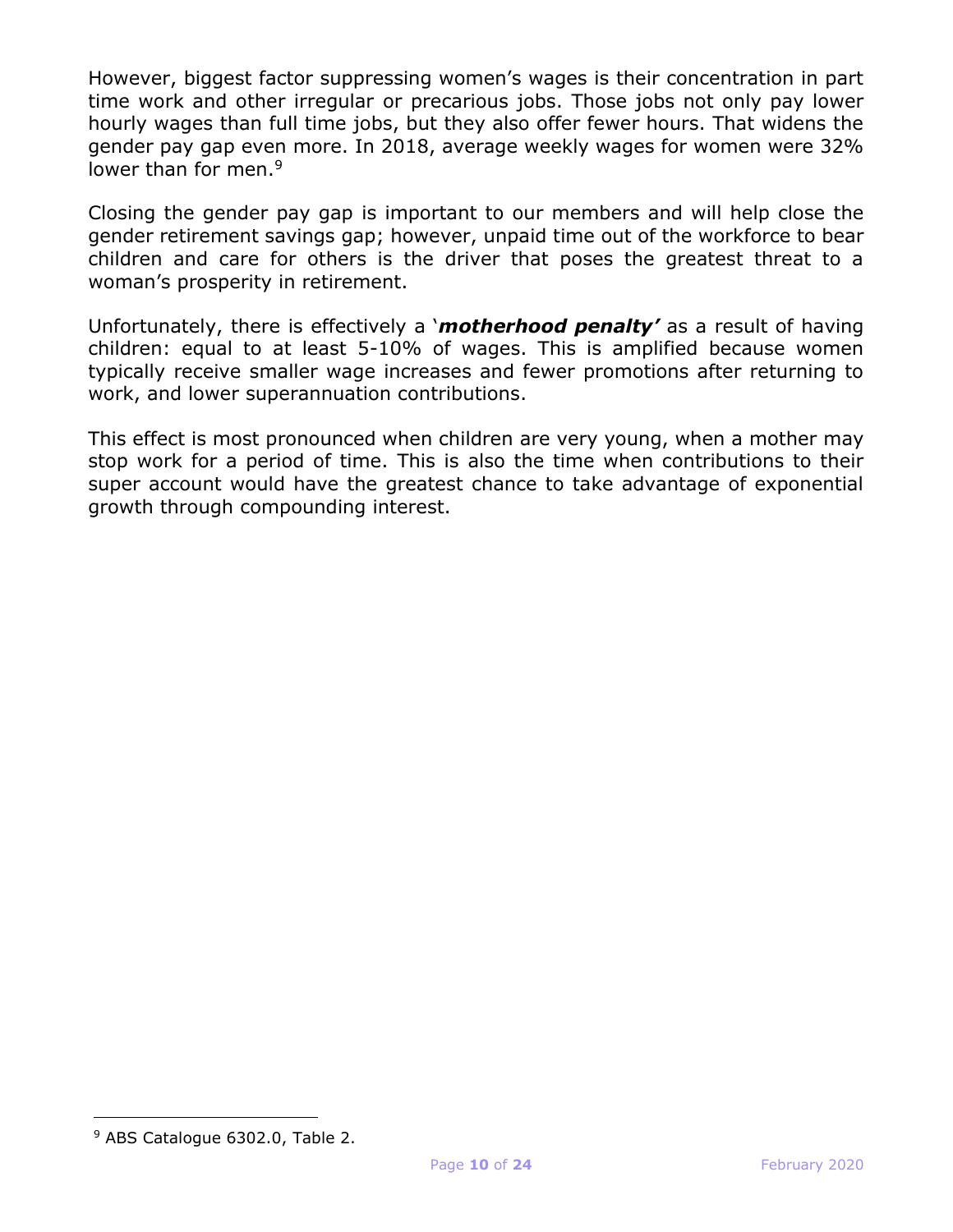However, biggest factor suppressing women's wages is their concentration in part time work and other irregular or precarious jobs. Those jobs not only pay lower hourly wages than full time jobs, but they also offer fewer hours. That widens the gender pay gap even more. In 2018, average weekly wages for women were 32% lower than for men.[9]

Closing the gender pay gap is important to our members and will help close the gender retirement savings gap; however, unpaid time out of the workforce to bear children and care for others is the driver that poses the greatest threat to a woman's prosperity in retirement.

Unfortunately, there is effectively a '***motherhood penalty'*** as a result of having children: equal to at least 5-10% of wages. This is amplified because women typically receive smaller wage increases and fewer promotions after returning to work, and lower superannuation contributions.

This effect is most pronounced when children are very young, when a mother may stop work for a period of time. This is also the time when contributions to their super account would have the greatest chance to take advantage of exponential growth through compounding interest.

[9] ABS Catalogue 6302.0, Table 2.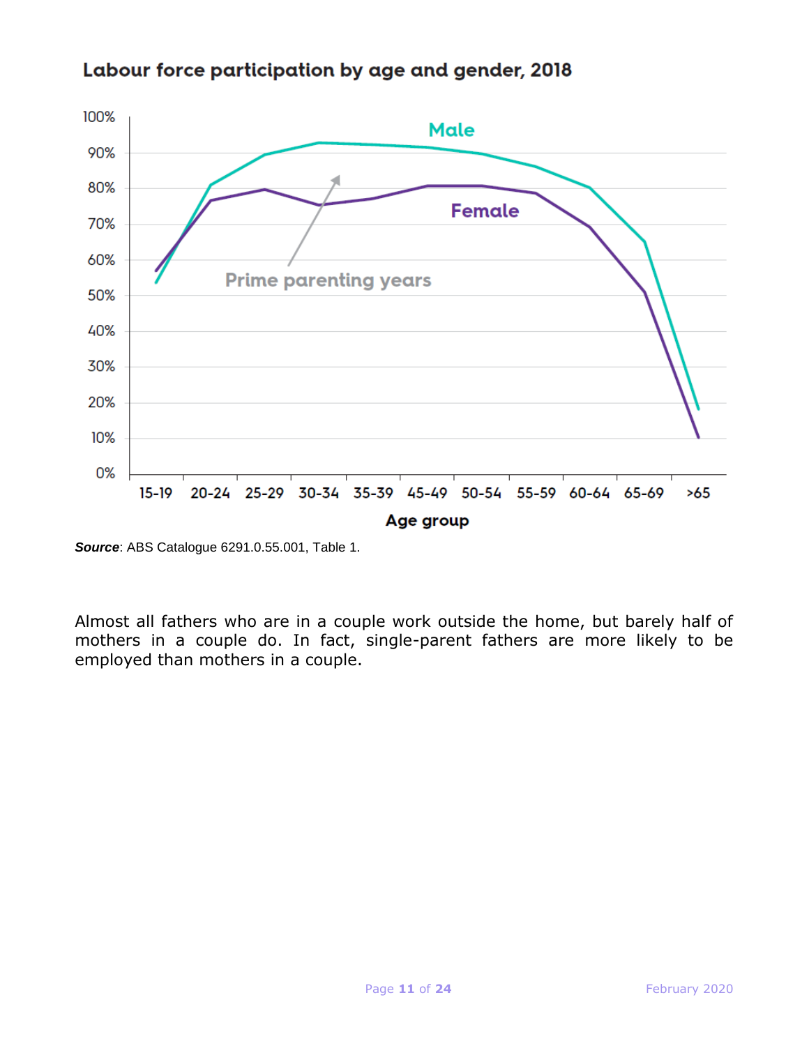**Labour force participation by age and gender, 2018**

*Source*: ABS Catalogue 6291.0.55.001, Table 1.

Almost all fathers who are in a couple work outside the home, but barely half of mothers in a couple do. In fact, single-parent fathers are more likely to be employed than mothers in a couple.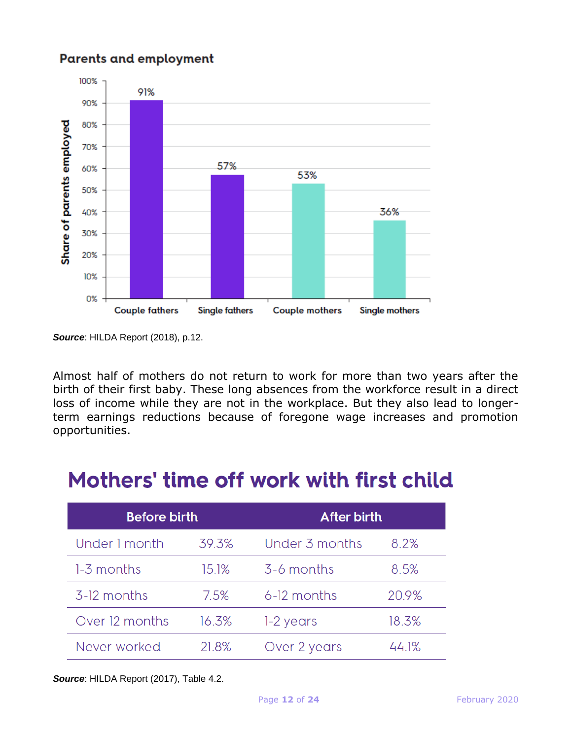## Parents and employment

| | Share of parents employed |
|---|---|
| Couple fathers | 91% |
| Single fathers | 57% |
| Couple mothers | 53% |
| Single mothers | 36% |

***Source***: HILDA Report (2018), p.12.

Almost half of mothers do not return to work for more than two years after the birth of their first baby. These long absences from the workforce result in a direct loss of income while they are not in the workplace. But they also lead to longer-term earnings reductions because of foregone wage increases and promotion opportunities.

## Mothers' time off work with first child

| Before birth | | After birth | |
|---|---|---|---|
| Under 1 month | 39.3% | Under 3 months | 8.2% |
| 1-3 months | 15.1% | 3-6 months | 8.5% |
| 3-12 months | 7.5% | 6-12 months | 20.9% |
| Over 12 months | 16.3% | 1-2 years | 18.3% |
| Never worked | 21.8% | Over 2 years | 44.1% |

***Source***: HILDA Report (2017), Table 4.2.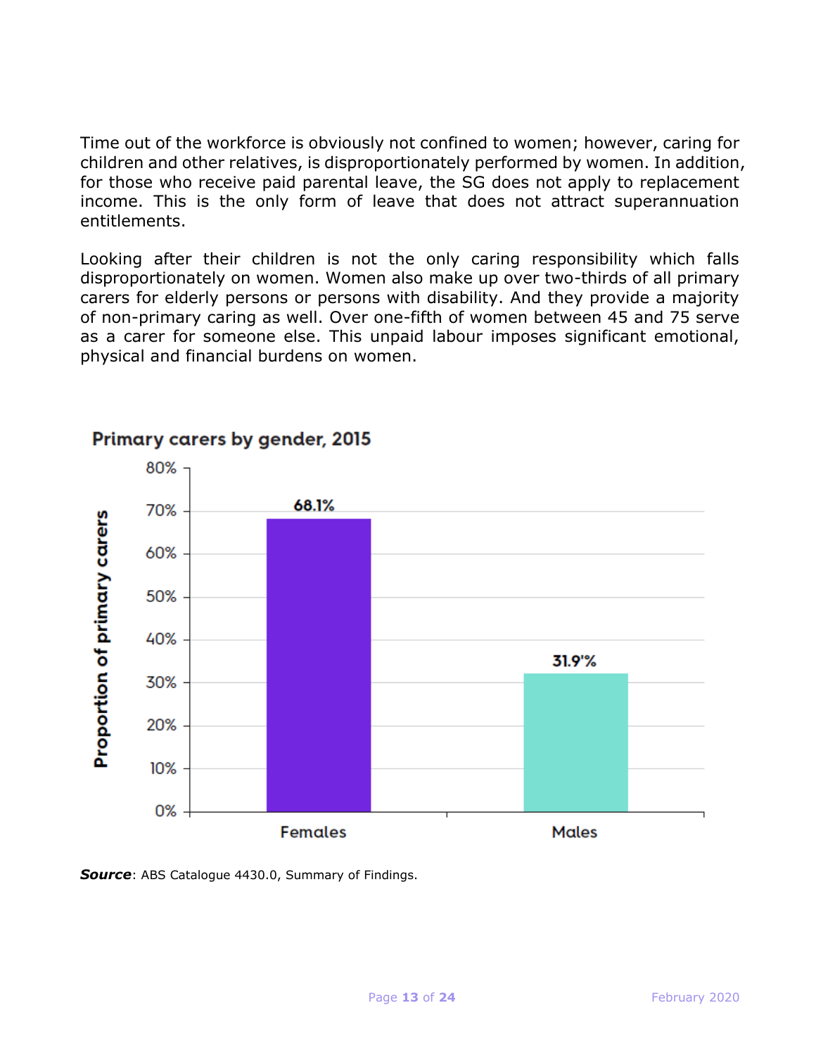Time out of the workforce is obviously not confined to women; however, caring for children and other relatives, is disproportionately performed by women. In addition, for those who receive paid parental leave, the SG does not apply to replacement income. This is the only form of leave that does not attract superannuation entitlements.

Looking after their children is not the only caring responsibility which falls disproportionately on women. Women also make up over two-thirds of all primary carers for elderly persons or persons with disability. And they provide a majority of non-primary caring as well. Over one-fifth of women between 45 and 75 serve as a carer for someone else. This unpaid labour imposes significant emotional, physical and financial burdens on women.

**Primary carers by gender, 2015**

| Gender | Proportion of primary carers |
|---|---|
| Females | 68.1% |
| Males | 31.9'% |

***Source***: ABS Catalogue 4430.0, Summary of Findings.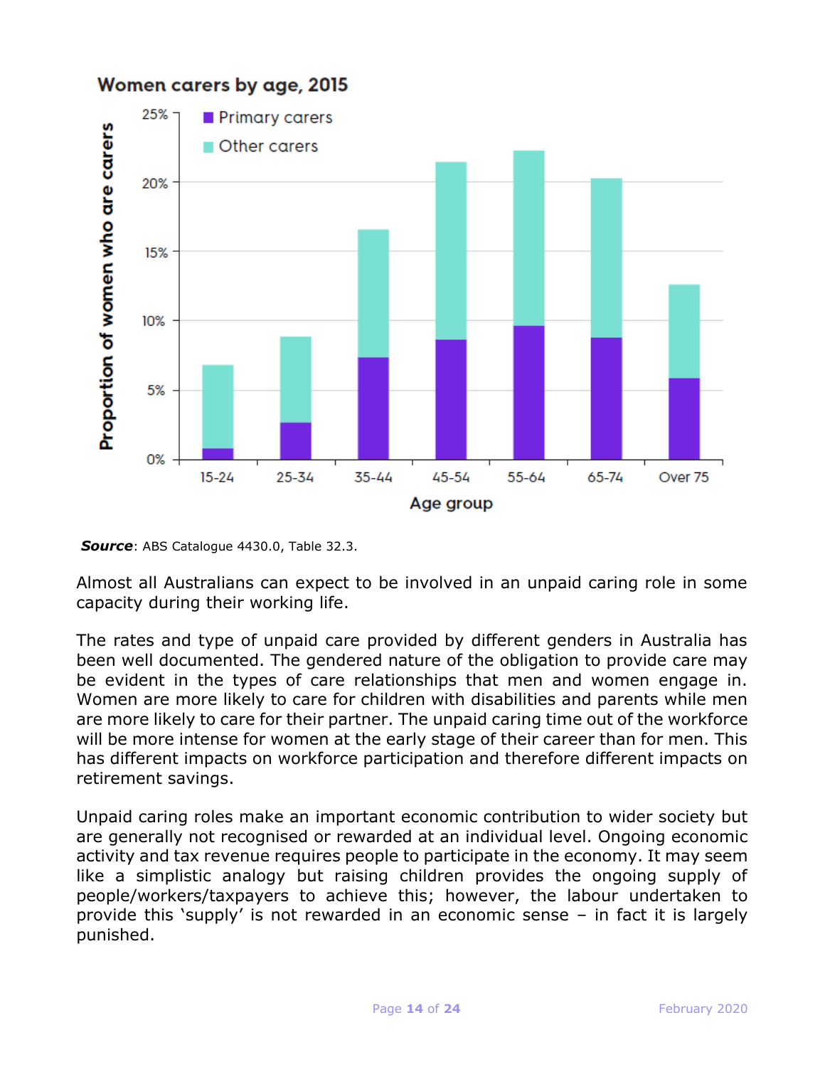**Women carers by age, 2015**

***Source***: ABS Catalogue 4430.0, Table 32.3.

Almost all Australians can expect to be involved in an unpaid caring role in some capacity during their working life.

The rates and type of unpaid care provided by different genders in Australia has been well documented. The gendered nature of the obligation to provide care may be evident in the types of care relationships that men and women engage in. Women are more likely to care for children with disabilities and parents while men are more likely to care for their partner. The unpaid caring time out of the workforce will be more intense for women at the early stage of their career than for men. This has different impacts on workforce participation and therefore different impacts on retirement savings.

Unpaid caring roles make an important economic contribution to wider society but are generally not recognised or rewarded at an individual level. Ongoing economic activity and tax revenue requires people to participate in the economy. It may seem like a simplistic analogy but raising children provides the ongoing supply of people/workers/taxpayers to achieve this; however, the labour undertaken to provide this 'supply' is not rewarded in an economic sense – in fact it is largely punished.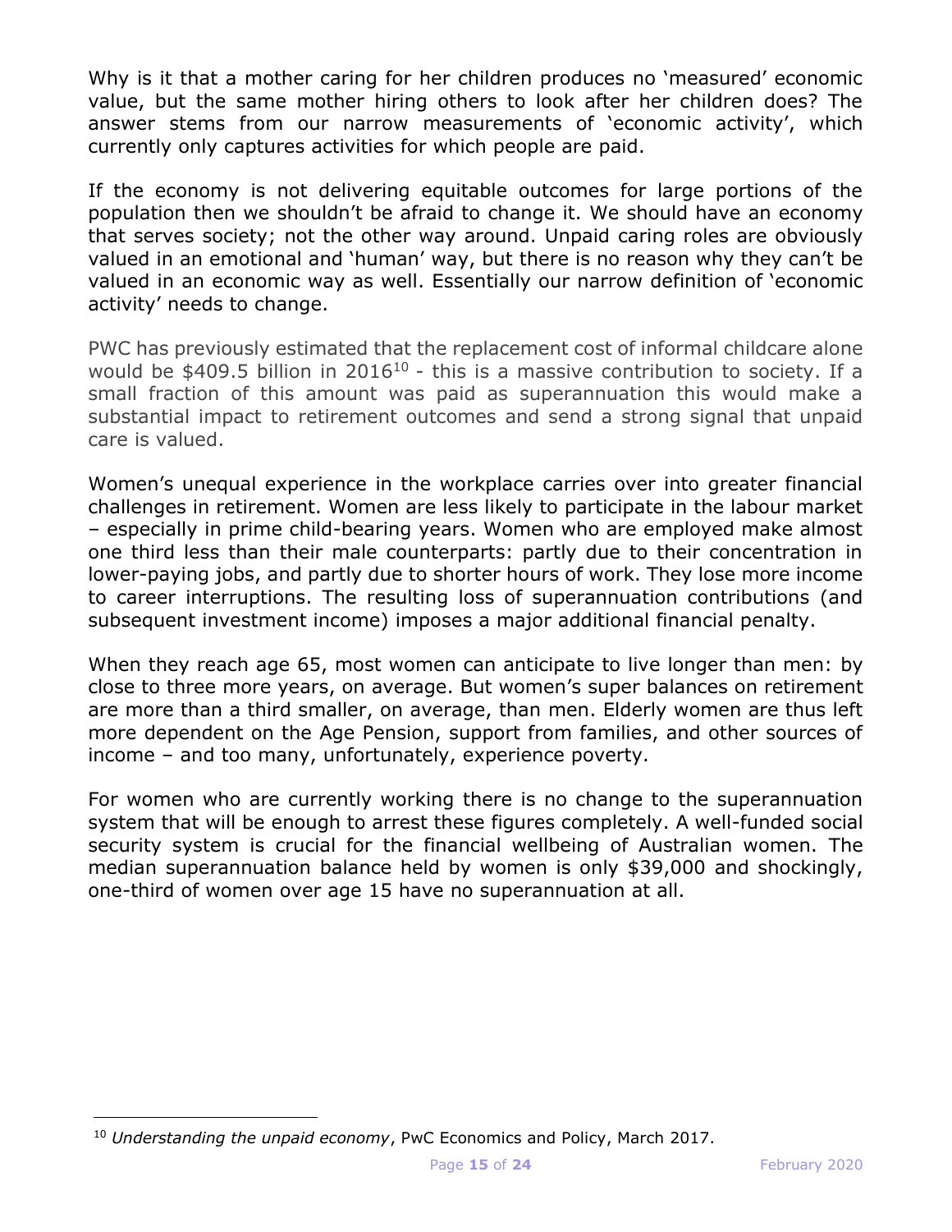Why is it that a mother caring for her children produces no 'measured' economic value, but the same mother hiring others to look after her children does? The answer stems from our narrow measurements of 'economic activity', which currently only captures activities for which people are paid.

If the economy is not delivering equitable outcomes for large portions of the population then we shouldn't be afraid to change it. We should have an economy that serves society; not the other way around. Unpaid caring roles are obviously valued in an emotional and 'human' way, but there is no reason why they can't be valued in an economic way as well. Essentially our narrow definition of 'economic activity' needs to change.

PWC has previously estimated that the replacement cost of informal childcare alone would be $409.5 billion in 2016[10] - this is a massive contribution to society. If a small fraction of this amount was paid as superannuation this would make a substantial impact to retirement outcomes and send a strong signal that unpaid care is valued.

Women's unequal experience in the workplace carries over into greater financial challenges in retirement. Women are less likely to participate in the labour market – especially in prime child-bearing years. Women who are employed make almost one third less than their male counterparts: partly due to their concentration in lower-paying jobs, and partly due to shorter hours of work. They lose more income to career interruptions. The resulting loss of superannuation contributions (and subsequent investment income) imposes a major additional financial penalty.

When they reach age 65, most women can anticipate to live longer than men: by close to three more years, on average. But women's super balances on retirement are more than a third smaller, on average, than men. Elderly women are thus left more dependent on the Age Pension, support from families, and other sources of income – and too many, unfortunately, experience poverty.

For women who are currently working there is no change to the superannuation system that will be enough to arrest these figures completely. A well-funded social security system is crucial for the financial wellbeing of Australian women. The median superannuation balance held by women is only $39,000 and shockingly, one-third of women over age 15 have no superannuation at all.

[10] *Understanding the unpaid economy*, PwC Economics and Policy, March 2017.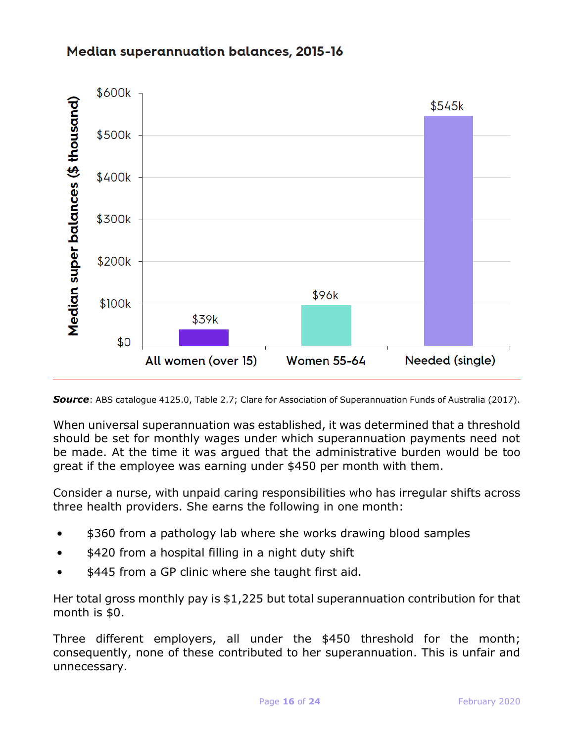### Median superannuation balances, 2015-16

| | Median super balances ($ thousand) |
|---|---|
| All women (over 15) | $39k |
| Women 55-64 | $96k |
| Needed (single) | $545k |

***Source***: ABS catalogue 4125.0, Table 2.7; Clare for Association of Superannuation Funds of Australia (2017).

When universal superannuation was established, it was determined that a threshold should be set for monthly wages under which superannuation payments need not be made. At the time it was argued that the administrative burden would be too great if the employee was earning under $450 per month with them.

Consider a nurse, with unpaid caring responsibilities who has irregular shifts across three health providers. She earns the following in one month:

- $360 from a pathology lab where she works drawing blood samples
- $420 from a hospital filling in a night duty shift
- $445 from a GP clinic where she taught first aid.

Her total gross monthly pay is $1,225 but total superannuation contribution for that month is $0.

Three different employers, all under the $450 threshold for the month; consequently, none of these contributed to her superannuation. This is unfair and unnecessary.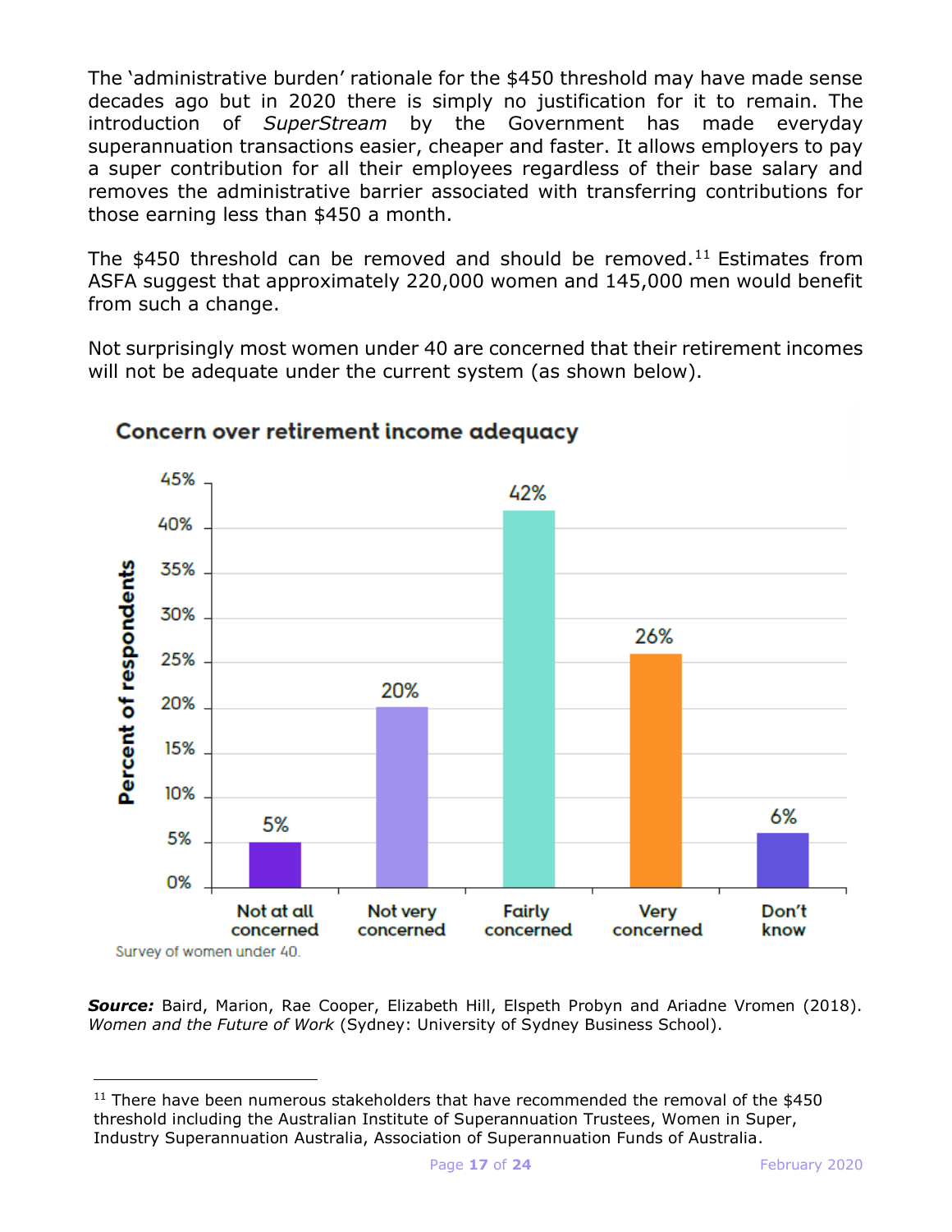The 'administrative burden' rationale for the $450 threshold may have made sense decades ago but in 2020 there is simply no justification for it to remain. The introduction of *SuperStream* by the Government has made everyday superannuation transactions easier, cheaper and faster. It allows employers to pay a super contribution for all their employees regardless of their base salary and removes the administrative barrier associated with transferring contributions for those earning less than $450 a month.

The $450 threshold can be removed and should be removed.[11] Estimates from ASFA suggest that approximately 220,000 women and 145,000 men would benefit from such a change.

Not surprisingly most women under 40 are concerned that their retirement incomes will not be adequate under the current system (as shown below).

**Concern over retirement income adequacy**

| Response | Percent of respondents |
| --- | --- |
| Not at all concerned | 5% |
| Not very concerned | 20% |
| Fairly concerned | 42% |
| Very concerned | 26% |
| Don't know | 6% |

Survey of women under 40.

***Source:*** Baird, Marion, Rae Cooper, Elizabeth Hill, Elspeth Probyn and Ariadne Vromen (2018). *Women and the Future of Work* (Sydney: University of Sydney Business School).

[11] There have been numerous stakeholders that have recommended the removal of the $450 threshold including the Australian Institute of Superannuation Trustees, Women in Super, Industry Superannuation Australia, Association of Superannuation Funds of Australia.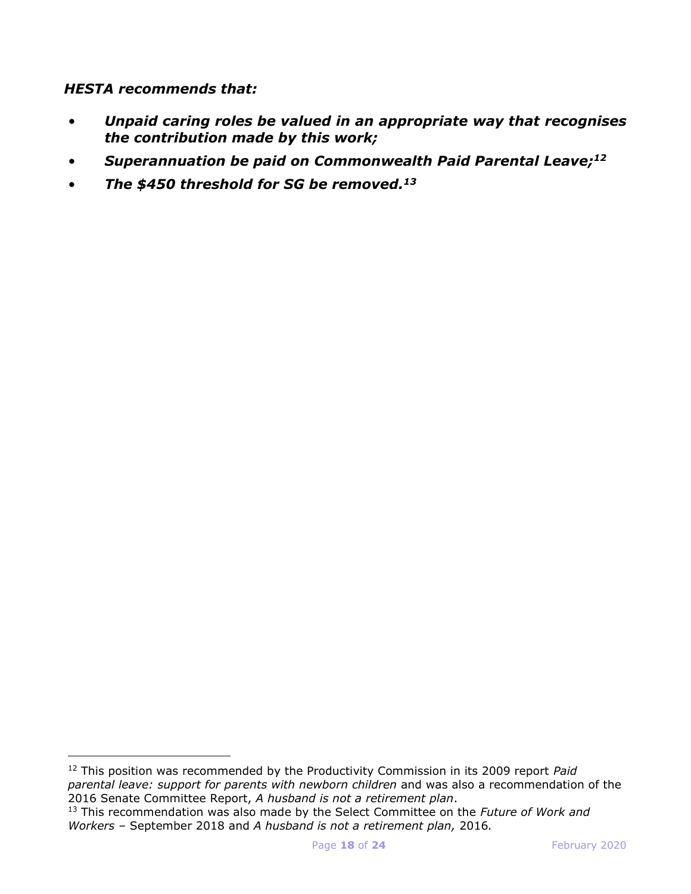***HESTA recommends that:***

- ***Unpaid caring roles be valued in an appropriate way that recognises the contribution made by this work;***
- ***Superannuation be paid on Commonwealth Paid Parental Leave;[12]***
- ***The $450 threshold for SG be removed.[13]***

---

[12] This position was recommended by the Productivity Commission in its 2009 report *Paid parental leave: support for parents with newborn children* and was also a recommendation of the 2016 Senate Committee Report, *A husband is not a retirement plan*.

[13] This recommendation was also made by the Select Committee on the *Future of Work and Workers* – September 2018 and *A husband is not a retirement plan,* 2016.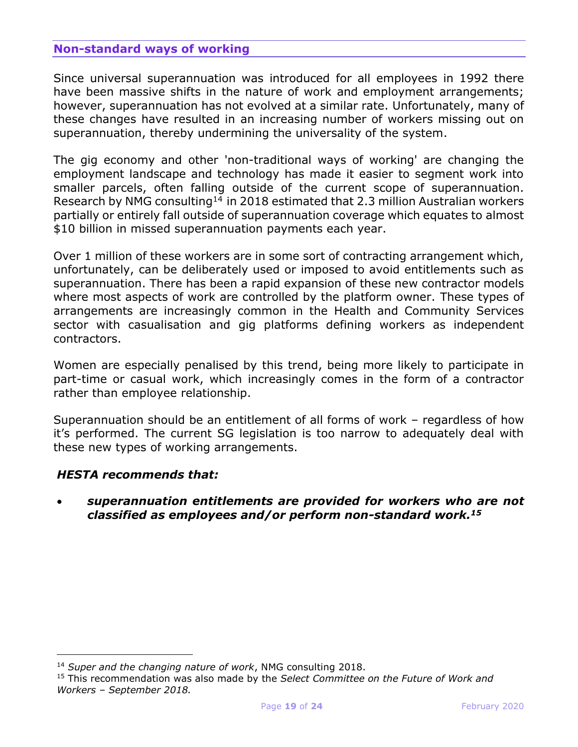## Non-standard ways of working

Since universal superannuation was introduced for all employees in 1992 there have been massive shifts in the nature of work and employment arrangements; however, superannuation has not evolved at a similar rate. Unfortunately, many of these changes have resulted in an increasing number of workers missing out on superannuation, thereby undermining the universality of the system.

The gig economy and other 'non-traditional ways of working' are changing the employment landscape and technology has made it easier to segment work into smaller parcels, often falling outside of the current scope of superannuation. Research by NMG consulting[14] in 2018 estimated that 2.3 million Australian workers partially or entirely fall outside of superannuation coverage which equates to almost $10 billion in missed superannuation payments each year.

Over 1 million of these workers are in some sort of contracting arrangement which, unfortunately, can be deliberately used or imposed to avoid entitlements such as superannuation. There has been a rapid expansion of these new contractor models where most aspects of work are controlled by the platform owner. These types of arrangements are increasingly common in the Health and Community Services sector with casualisation and gig platforms defining workers as independent contractors.

Women are especially penalised by this trend, being more likely to participate in part-time or casual work, which increasingly comes in the form of a contractor rather than employee relationship.

Superannuation should be an entitlement of all forms of work – regardless of how it's performed. The current SG legislation is too narrow to adequately deal with these new types of working arrangements.

***HESTA recommends that:***

- ***superannuation entitlements are provided for workers who are not classified as employees and/or perform non-standard work.[15]***

---

[14] *Super and the changing nature of work*, NMG consulting 2018.

[15] This recommendation was also made by the *Select Committee on the Future of Work and Workers – September 2018.*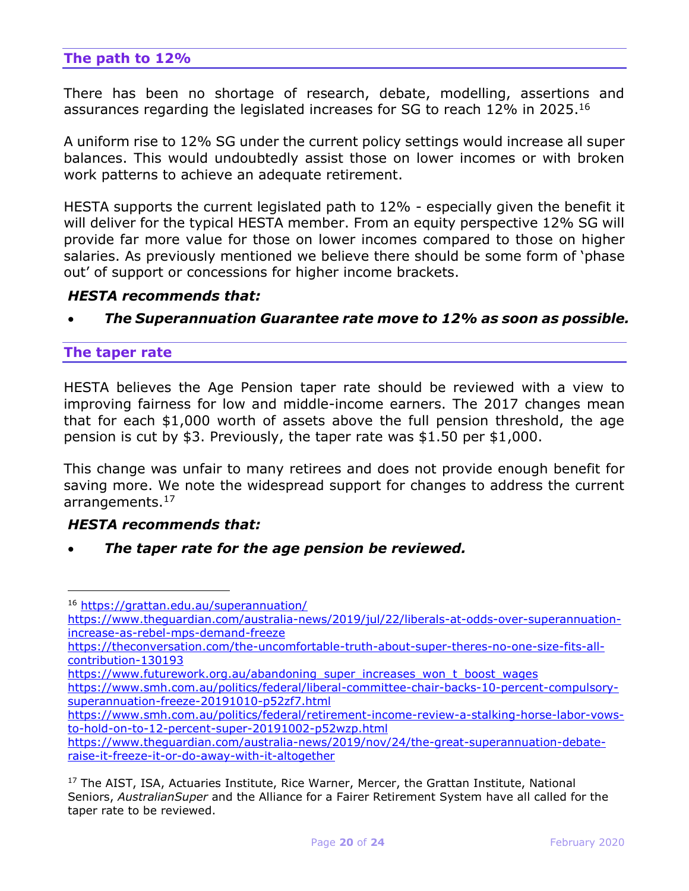## The path to 12%

There has been no shortage of research, debate, modelling, assertions and assurances regarding the legislated increases for SG to reach 12% in 2025.[16]

A uniform rise to 12% SG under the current policy settings would increase all super balances. This would undoubtedly assist those on lower incomes or with broken work patterns to achieve an adequate retirement.

HESTA supports the current legislated path to 12% - especially given the benefit it will deliver for the typical HESTA member. From an equity perspective 12% SG will provide far more value for those on lower incomes compared to those on higher salaries. As previously mentioned we believe there should be some form of 'phase out' of support or concessions for higher income brackets.

***HESTA recommends that:***

- ***The Superannuation Guarantee rate move to 12% as soon as possible.***

## The taper rate

HESTA believes the Age Pension taper rate should be reviewed with a view to improving fairness for low and middle-income earners. The 2017 changes mean that for each $1,000 worth of assets above the full pension threshold, the age pension is cut by $3. Previously, the taper rate was $1.50 per $1,000.

This change was unfair to many retirees and does not provide enough benefit for saving more. We note the widespread support for changes to address the current arrangements.[17]

***HESTA recommends that:***

- ***The taper rate for the age pension be reviewed.***

---

[16] https://grattan.edu.au/superannuation/
https://www.theguardian.com/australia-news/2019/jul/22/liberals-at-odds-over-superannuation-increase-as-rebel-mps-demand-freeze
https://theconversation.com/the-uncomfortable-truth-about-super-theres-no-one-size-fits-all-contribution-130193
https://www.futurework.org.au/abandoning_super_increases_won_t_boost_wages
https://www.smh.com.au/politics/federal/liberal-committee-chair-backs-10-percent-compulsory-superannuation-freeze-20191010-p52zf7.html
https://www.smh.com.au/politics/federal/retirement-income-review-a-stalking-horse-labor-vows-to-hold-on-to-12-percent-super-20191002-p52wzp.html
https://www.theguardian.com/australia-news/2019/nov/24/the-great-superannuation-debate-raise-it-freeze-it-or-do-away-with-it-altogether

[17] The AIST, ISA, Actuaries Institute, Rice Warner, Mercer, the Grattan Institute, National Seniors, *AustralianSuper* and the Alliance for a Fairer Retirement System have all called for the taper rate to be reviewed.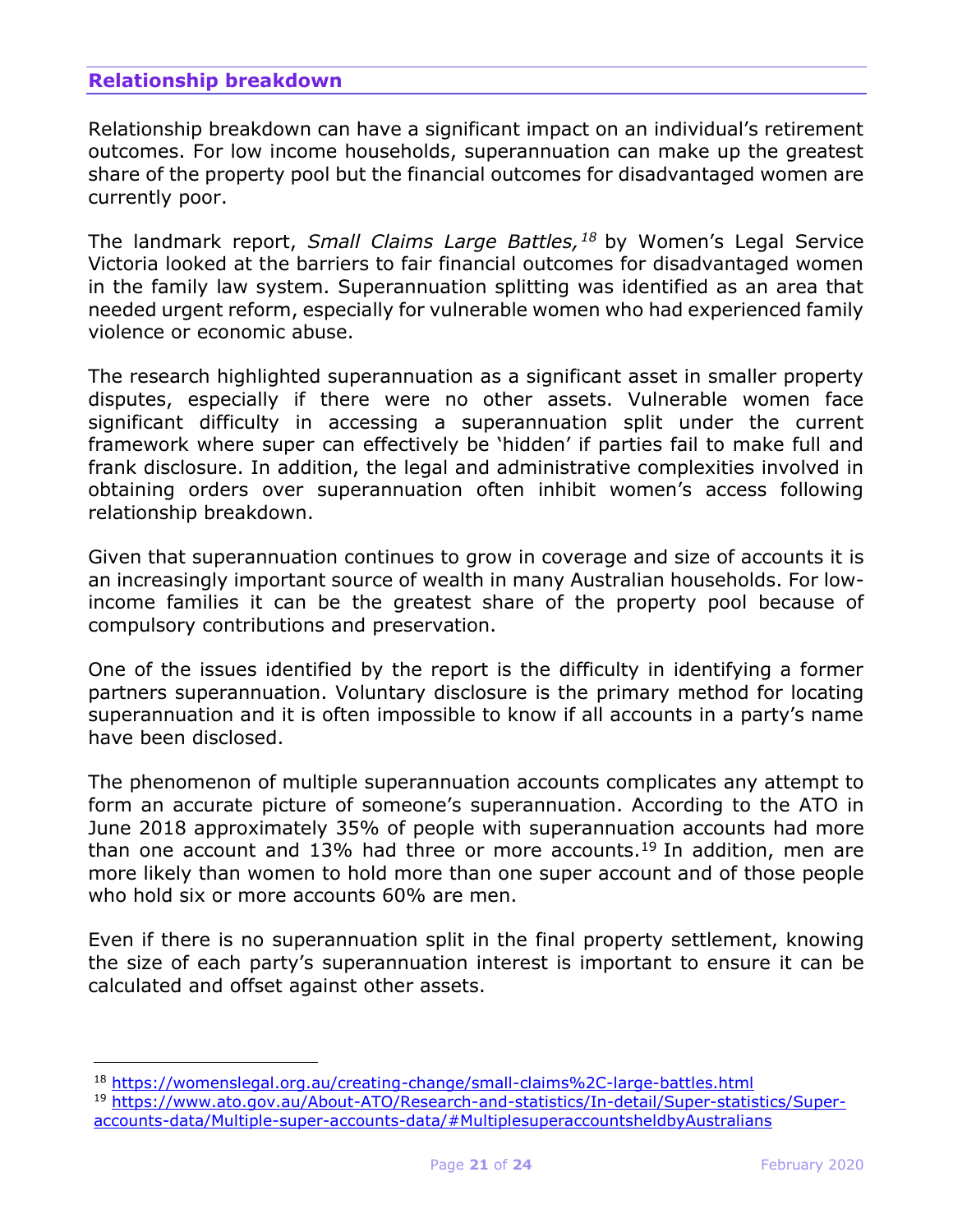## Relationship breakdown

Relationship breakdown can have a significant impact on an individual's retirement outcomes. For low income households, superannuation can make up the greatest share of the property pool but the financial outcomes for disadvantaged women are currently poor.

The landmark report, *Small Claims Large Battles,*[18] by Women's Legal Service Victoria looked at the barriers to fair financial outcomes for disadvantaged women in the family law system. Superannuation splitting was identified as an area that needed urgent reform, especially for vulnerable women who had experienced family violence or economic abuse.

The research highlighted superannuation as a significant asset in smaller property disputes, especially if there were no other assets. Vulnerable women face significant difficulty in accessing a superannuation split under the current framework where super can effectively be 'hidden' if parties fail to make full and frank disclosure. In addition, the legal and administrative complexities involved in obtaining orders over superannuation often inhibit women's access following relationship breakdown.

Given that superannuation continues to grow in coverage and size of accounts it is an increasingly important source of wealth in many Australian households. For low-income families it can be the greatest share of the property pool because of compulsory contributions and preservation.

One of the issues identified by the report is the difficulty in identifying a former partners superannuation. Voluntary disclosure is the primary method for locating superannuation and it is often impossible to know if all accounts in a party's name have been disclosed.

The phenomenon of multiple superannuation accounts complicates any attempt to form an accurate picture of someone's superannuation. According to the ATO in June 2018 approximately 35% of people with superannuation accounts had more than one account and 13% had three or more accounts.[19] In addition, men are more likely than women to hold more than one super account and of those people who hold six or more accounts 60% are men.

Even if there is no superannuation split in the final property settlement, knowing the size of each party's superannuation interest is important to ensure it can be calculated and offset against other assets.

---

[18] https://womenslegal.org.au/creating-change/small-claims%2C-large-battles.html

[19] https://www.ato.gov.au/About-ATO/Research-and-statistics/In-detail/Super-statistics/Super-accounts-data/Multiple-super-accounts-data/#MultiplesuperaccountsheldbyAustralians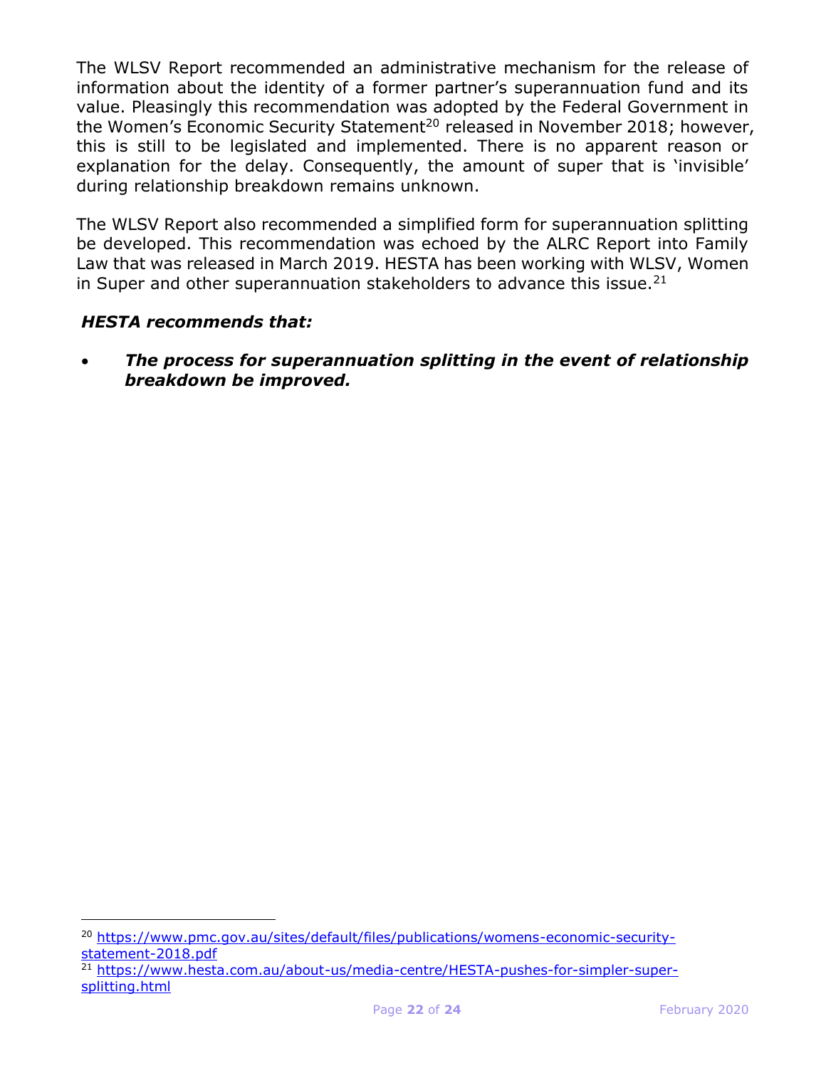The WLSV Report recommended an administrative mechanism for the release of information about the identity of a former partner's superannuation fund and its value. Pleasingly this recommendation was adopted by the Federal Government in the Women's Economic Security Statement[20] released in November 2018; however, this is still to be legislated and implemented. There is no apparent reason or explanation for the delay. Consequently, the amount of super that is 'invisible' during relationship breakdown remains unknown.

The WLSV Report also recommended a simplified form for superannuation splitting be developed. This recommendation was echoed by the ALRC Report into Family Law that was released in March 2019. HESTA has been working with WLSV, Women in Super and other superannuation stakeholders to advance this issue.[21]

***HESTA recommends that:***

- ***The process for superannuation splitting in the event of relationship breakdown be improved.***

---

[20] https://www.pmc.gov.au/sites/default/files/publications/womens-economic-security-statement-2018.pdf

[21] https://www.hesta.com.au/about-us/media-centre/HESTA-pushes-for-simpler-super-splitting.html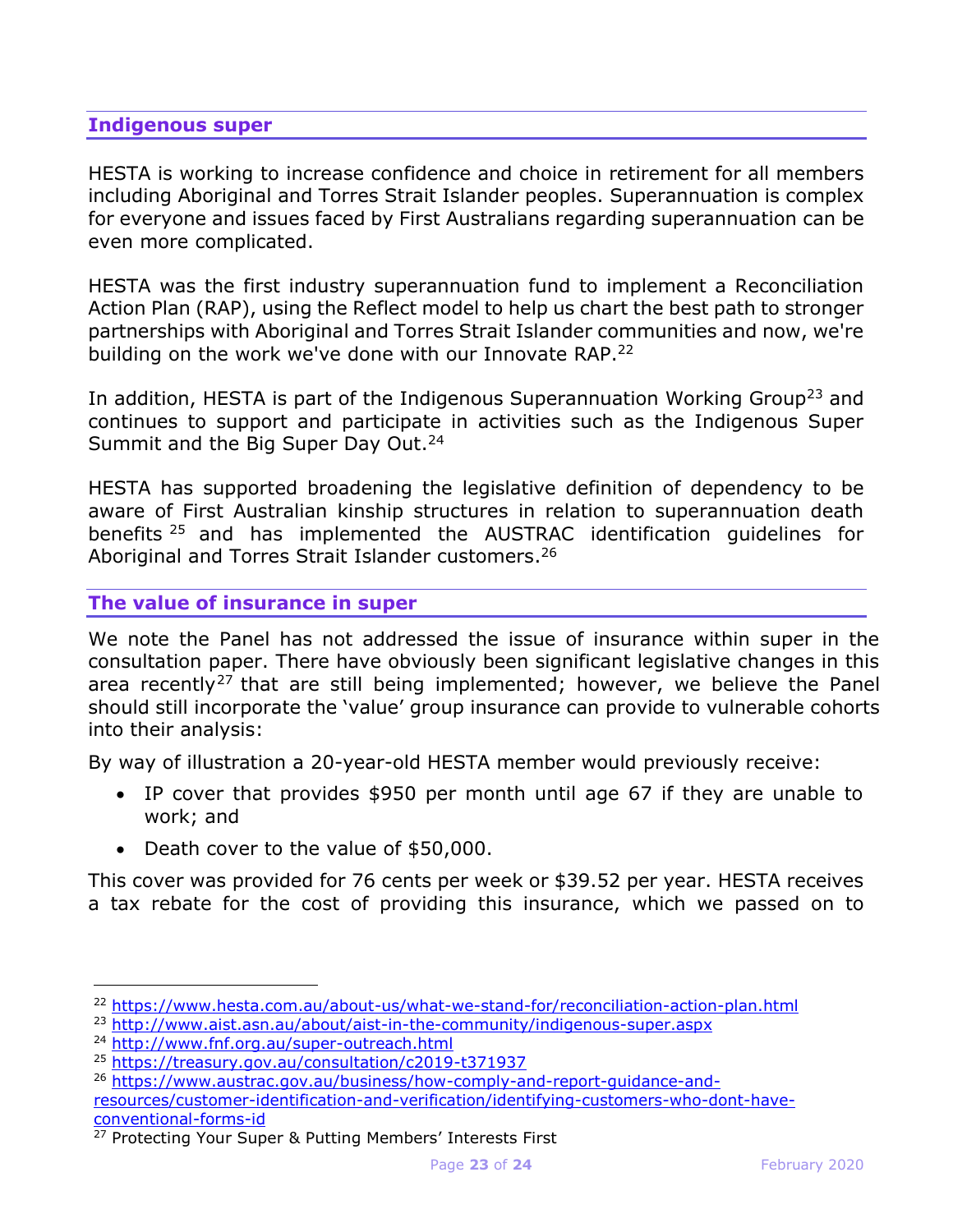## Indigenous super

HESTA is working to increase confidence and choice in retirement for all members including Aboriginal and Torres Strait Islander peoples. Superannuation is complex for everyone and issues faced by First Australians regarding superannuation can be even more complicated.

HESTA was the first industry superannuation fund to implement a Reconciliation Action Plan (RAP), using the Reflect model to help us chart the best path to stronger partnerships with Aboriginal and Torres Strait Islander communities and now, we're building on the work we've done with our Innovate RAP.[22]

In addition, HESTA is part of the Indigenous Superannuation Working Group[23] and continues to support and participate in activities such as the Indigenous Super Summit and the Big Super Day Out.[24]

HESTA has supported broadening the legislative definition of dependency to be aware of First Australian kinship structures in relation to superannuation death benefits [25] and has implemented the AUSTRAC identification guidelines for Aboriginal and Torres Strait Islander customers.[26]

## The value of insurance in super

We note the Panel has not addressed the issue of insurance within super in the consultation paper. There have obviously been significant legislative changes in this area recently[27] that are still being implemented; however, we believe the Panel should still incorporate the 'value' group insurance can provide to vulnerable cohorts into their analysis:

By way of illustration a 20-year-old HESTA member would previously receive:

- IP cover that provides $950 per month until age 67 if they are unable to work; and
- Death cover to the value of $50,000.

This cover was provided for 76 cents per week or $39.52 per year. HESTA receives a tax rebate for the cost of providing this insurance, which we passed on to

---

[22] https://www.hesta.com.au/about-us/what-we-stand-for/reconciliation-action-plan.html

[23] http://www.aist.asn.au/about/aist-in-the-community/indigenous-super.aspx

[24] http://www.fnf.org.au/super-outreach.html

[25] https://treasury.gov.au/consultation/c2019-t371937

[26] https://www.austrac.gov.au/business/how-comply-and-report-guidance-and-resources/customer-identification-and-verification/identifying-customers-who-dont-have-conventional-forms-id

[27] Protecting Your Super & Putting Members' Interests First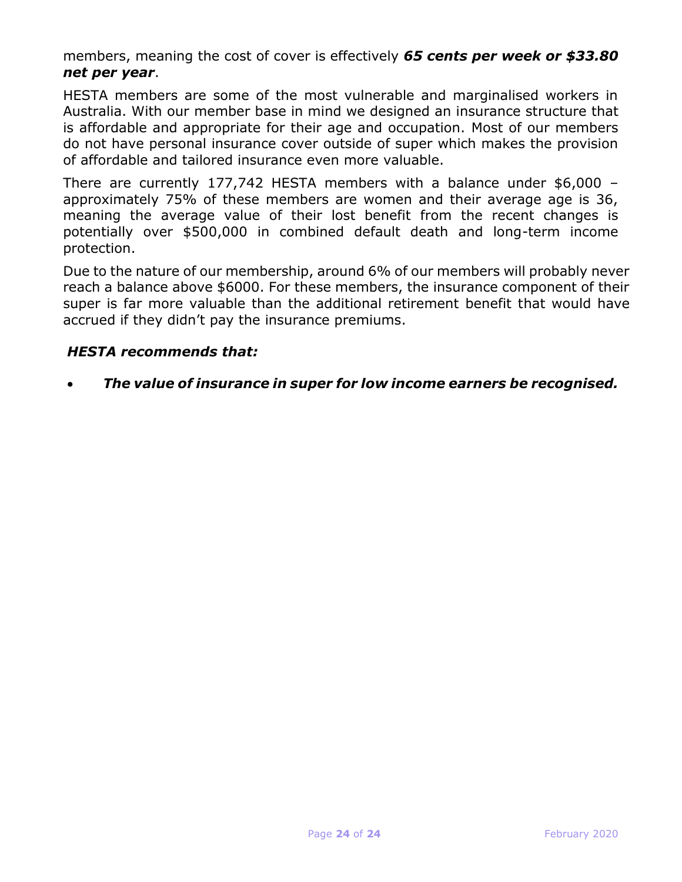members, meaning the cost of cover is effectively ***65 cents per week or $33.80 net per year***.

HESTA members are some of the most vulnerable and marginalised workers in Australia. With our member base in mind we designed an insurance structure that is affordable and appropriate for their age and occupation. Most of our members do not have personal insurance cover outside of super which makes the provision of affordable and tailored insurance even more valuable.

There are currently 177,742 HESTA members with a balance under $6,000 – approximately 75% of these members are women and their average age is 36, meaning the average value of their lost benefit from the recent changes is potentially over $500,000 in combined default death and long-term income protection.

Due to the nature of our membership, around 6% of our members will probably never reach a balance above $6000. For these members, the insurance component of their super is far more valuable than the additional retirement benefit that would have accrued if they didn't pay the insurance premiums.

***HESTA recommends that:***

- ***The value of insurance in super for low income earners be recognised.***